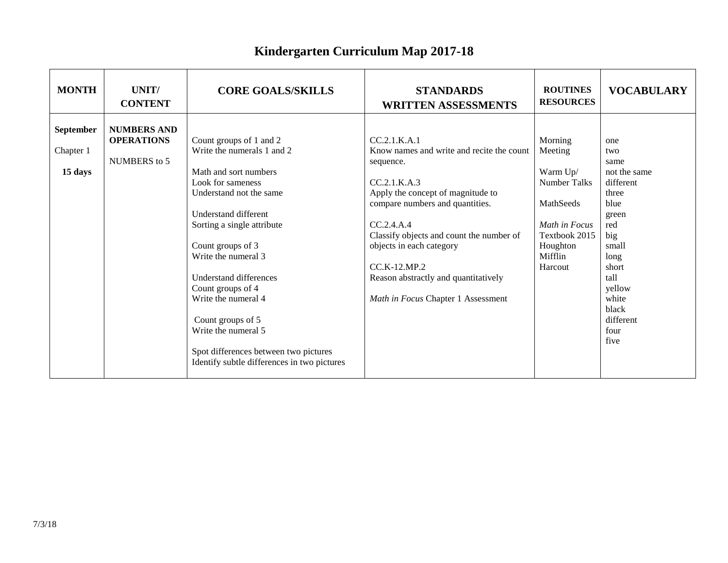# Kindergarten Curriculum Map 2017-18

| MONTH | UNIT/ CONTENT | CORE GOALS/SKILLS | STANDARDS WRITTEN ASSESSMENTS | ROUTINES RESOURCES | VOCABULARY |
|---|---|---|---|---|---|
| **September**<br>Chapter 1<br>**15 days** | **NUMBERS AND OPERATIONS**<br>NUMBERS to 5 | Count groups of 1 and 2<br>Write the numerals 1 and 2<br><br>Math and sort numbers<br>Look for sameness<br>Understand not the same<br><br>Understand different<br>Sorting a single attribute<br><br>Count groups of 3<br>Write the numeral 3<br><br>Understand differences<br>Count groups of 4<br>Write the numeral 4<br><br>Count groups of 5<br>Write the numeral 5<br><br>Spot differences between two pictures<br>Identify subtle differences in two pictures | CC.2.1.K.A.1<br>Know names and write and recite the count sequence.<br><br>CC.2.1.K.A.3<br>Apply the concept of magnitude to compare numbers and quantities.<br><br>CC.2.4.A.4<br>Classify objects and count the number of objects in each category<br><br>CC.K-12.MP.2<br>Reason abstractly and quantitatively<br><br>*Math in Focus* Chapter 1 Assessment | Morning Meeting<br><br>Warm Up/ Number Talks<br><br>MathSeeds<br><br>*Math in Focus* Textbook 2015 Houghton Mifflin Harcout | one<br>two<br>same<br>not the same<br>different<br>three<br>blue<br>green<br>red<br>big<br>small<br>long<br>short<br>tall<br>yellow<br>white<br>black<br>different<br>four<br>five |

7/3/18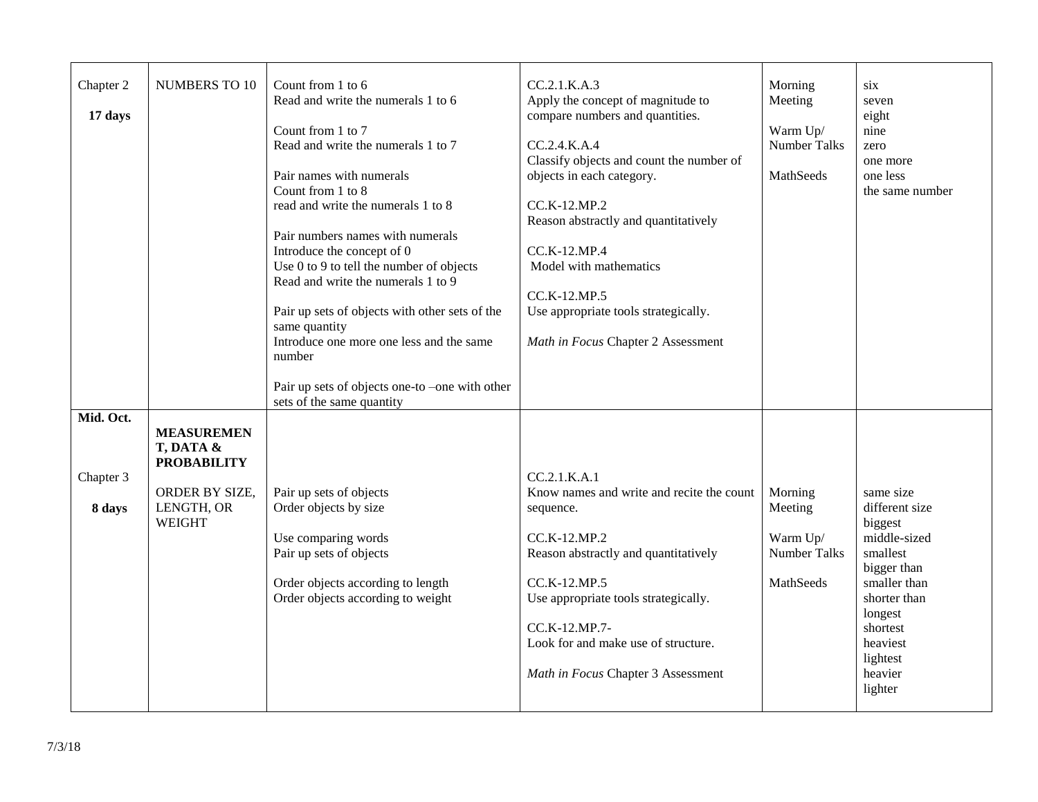| | | | | | |
|---|---|---|---|---|---|
| Chapter 2<br><br>**17 days** | NUMBERS TO 10 | Count from 1 to 6<br>Read and write the numerals 1 to 6<br><br>Count from 1 to 7<br>Read and write the numerals 1 to 7<br><br>Pair names with numerals<br>Count from 1 to 8<br>read and write the numerals 1 to 8<br><br>Pair numbers names with numerals<br>Introduce the concept of 0<br>Use 0 to 9 to tell the number of objects<br>Read and write the numerals 1 to 9<br><br>Pair up sets of objects with other sets of the same quantity<br>Introduce one more one less and the same number<br><br>Pair up sets of objects one-to –one with other sets of the same quantity | CC.2.1.K.A.3<br>Apply the concept of magnitude to compare numbers and quantities.<br><br>CC.2.4.K.A.4<br>Classify objects and count the number of objects in each category.<br><br>CC.K-12.MP.2<br>Reason abstractly and quantitatively<br><br>CC.K-12.MP.4<br>Model with mathematics<br><br>CC.K-12.MP.5<br>Use appropriate tools strategically.<br><br>*Math in Focus* Chapter 2 Assessment | Morning Meeting<br><br>Warm Up/ Number Talks<br><br>MathSeeds | six<br>seven<br>eight<br>nine<br>zero<br>one more<br>one less<br>the same number |
| **Mid. Oct.**<br><br>Chapter 3<br><br>**8 days** | **MEASUREMENT, DATA & PROBABILITY**<br><br>ORDER BY SIZE, LENGTH, OR WEIGHT | Pair up sets of objects<br>Order objects by size<br><br>Use comparing words<br>Pair up sets of objects<br><br>Order objects according to length<br>Order objects according to weight | CC.2.1.K.A.1<br>Know names and write and recite the count sequence.<br><br>CC.K-12.MP.2<br>Reason abstractly and quantitatively<br><br>CC.K-12.MP.5<br>Use appropriate tools strategically.<br><br>CC.K-12.MP.7-<br>Look for and make use of structure.<br><br>*Math in Focus* Chapter 3 Assessment | Morning Meeting<br><br>Warm Up/ Number Talks<br><br>MathSeeds | same size<br>different size<br>biggest<br>middle-sized<br>smallest<br>bigger than<br>smaller than<br>shorter than<br>longest<br>shortest<br>heaviest<br>lightest<br>heavier<br>lighter |

7/3/18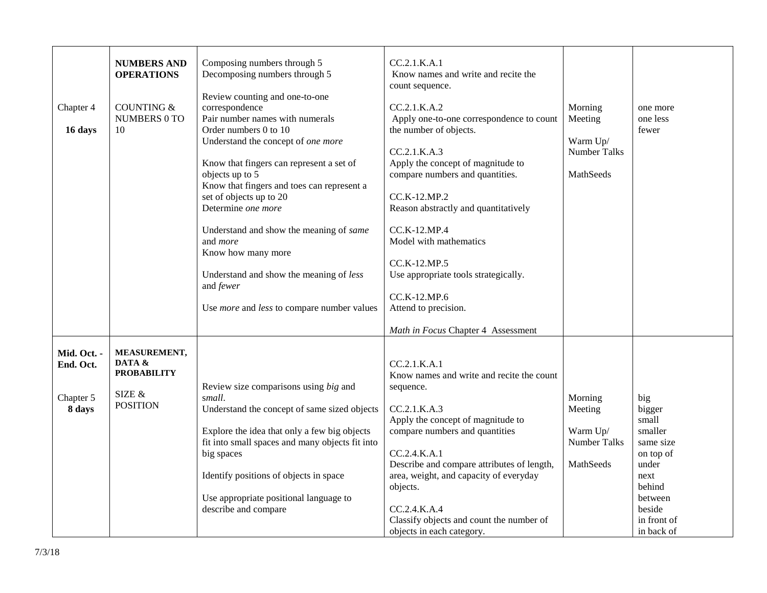| | | | | | |
|---|---|---|---|---|---|
| Chapter 4<br><br>**16 days** | **NUMBERS AND OPERATIONS**<br><br>COUNTING & NUMBERS 0 TO 10 | Composing numbers through 5<br>Decomposing numbers through 5<br><br>Review counting and one-to-one correspondence<br>Pair number names with numerals<br>Order numbers 0 to 10<br>Understand the concept of *one more*<br><br>Know that fingers can represent a set of objects up to 5<br>Know that fingers and toes can represent a set of objects up to 20<br>Determine *one more*<br><br>Understand and show the meaning of *same* and *more*<br>Know how many more<br><br>Understand and show the meaning of *less* and *fewer*<br><br>Use *more* and *less* to compare number values | CC.2.1.K.A.1<br>Know names and write and recite the count sequence.<br><br>CC.2.1.K.A.2<br>Apply one-to-one correspondence to count the number of objects.<br><br>CC.2.1.K.A.3<br>Apply the concept of magnitude to compare numbers and quantities.<br><br>CC.K-12.MP.2<br>Reason abstractly and quantitatively<br><br>CC.K-12.MP.4<br>Model with mathematics<br><br>CC.K-12.MP.5<br>Use appropriate tools strategically.<br><br>CC.K-12.MP.6<br>Attend to precision.<br><br>*Math in Focus* Chapter 4 Assessment | Morning Meeting<br><br>Warm Up/ Number Talks<br><br>MathSeeds | one more<br>one less<br>fewer |
| **Mid. Oct. - End. Oct.**<br><br>Chapter 5<br>**8 days** | **MEASUREMENT, DATA & PROBABILITY**<br><br>SIZE & POSITION | Review size comparisons using *big* and *small*.<br>Understand the concept of same sized objects<br><br>Explore the idea that only a few big objects fit into small spaces and many objects fit into big spaces<br><br>Identify positions of objects in space<br><br>Use appropriate positional language to describe and compare | CC.2.1.K.A.1<br>Know names and write and recite the count sequence.<br><br>CC.2.1.K.A.3<br>Apply the concept of magnitude to compare numbers and quantities<br><br>CC.2.4.K.A.1<br>Describe and compare attributes of length, area, weight, and capacity of everyday objects.<br><br>CC.2.4.K.A.4<br>Classify objects and count the number of objects in each category. | Morning Meeting<br><br>Warm Up/ Number Talks<br><br>MathSeeds | big<br>bigger<br>small<br>smaller<br>same size<br>on top of<br>under<br>next<br>behind<br>between<br>beside<br>in front of<br>in back of |

7/3/18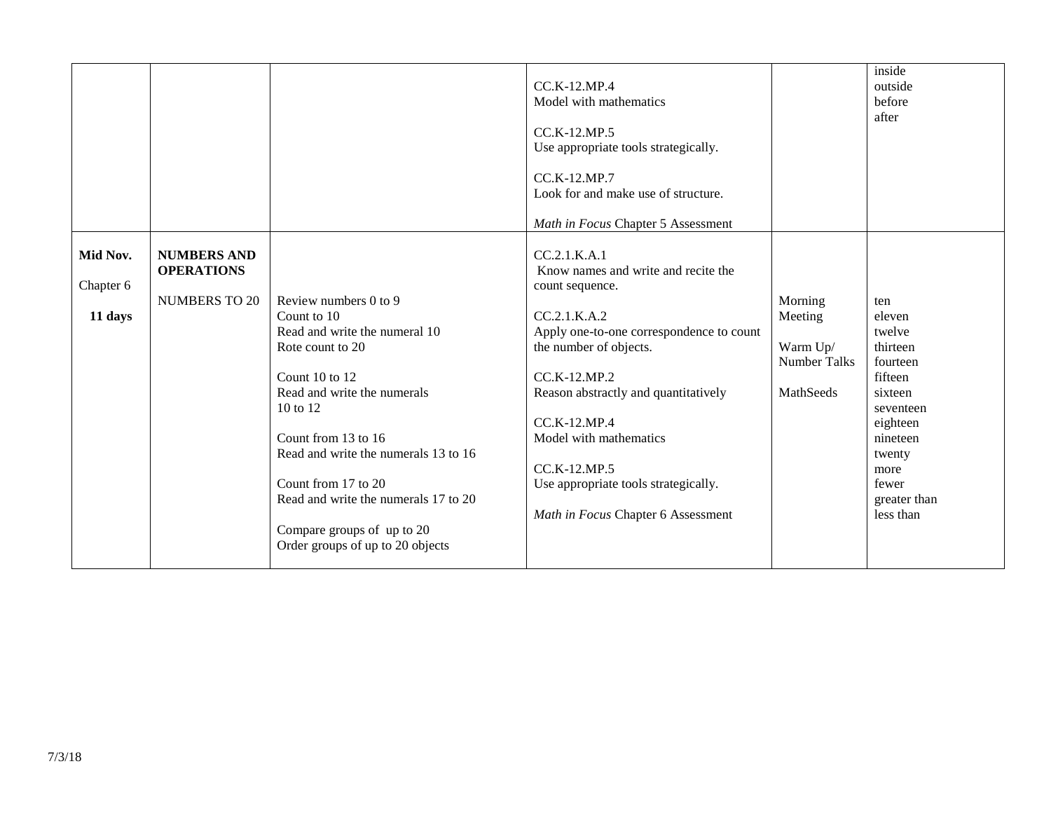| | | | | | |
|---|---|---|---|---|---|
| | | | CC.K-12.MP.4<br>Model with mathematics<br><br>CC.K-12.MP.5<br>Use appropriate tools strategically.<br><br>CC.K-12.MP.7<br>Look for and make use of structure.<br><br>*Math in Focus* Chapter 5 Assessment | | inside<br>outside<br>before<br>after |
| **Mid Nov.**<br><br>Chapter 6<br><br>**11 days** | **NUMBERS AND OPERATIONS**<br><br>NUMBERS TO 20 | Review numbers 0 to 9<br>Count to 10<br>Read and write the numeral 10<br>Rote count to 20<br><br>Count 10 to 12<br>Read and write the numerals 10 to 12<br><br>Count from 13 to 16<br>Read and write the numerals 13 to 16<br><br>Count from 17 to 20<br>Read and write the numerals 17 to 20<br><br>Compare groups of up to 20<br>Order groups of up to 20 objects | CC.2.1.K.A.1<br>Know names and write and recite the count sequence.<br><br>CC.2.1.K.A.2<br>Apply one-to-one correspondence to count the number of objects.<br><br>CC.K-12.MP.2<br>Reason abstractly and quantitatively<br><br>CC.K-12.MP.4<br>Model with mathematics<br><br>CC.K-12.MP.5<br>Use appropriate tools strategically.<br><br>*Math in Focus* Chapter 6 Assessment | Morning Meeting<br><br>Warm Up/<br>Number Talks<br><br>MathSeeds | ten<br>eleven<br>twelve<br>thirteen<br>fourteen<br>fifteen<br>sixteen<br>seventeen<br>eighteen<br>nineteen<br>twenty<br>more<br>fewer<br>greater than<br>less than |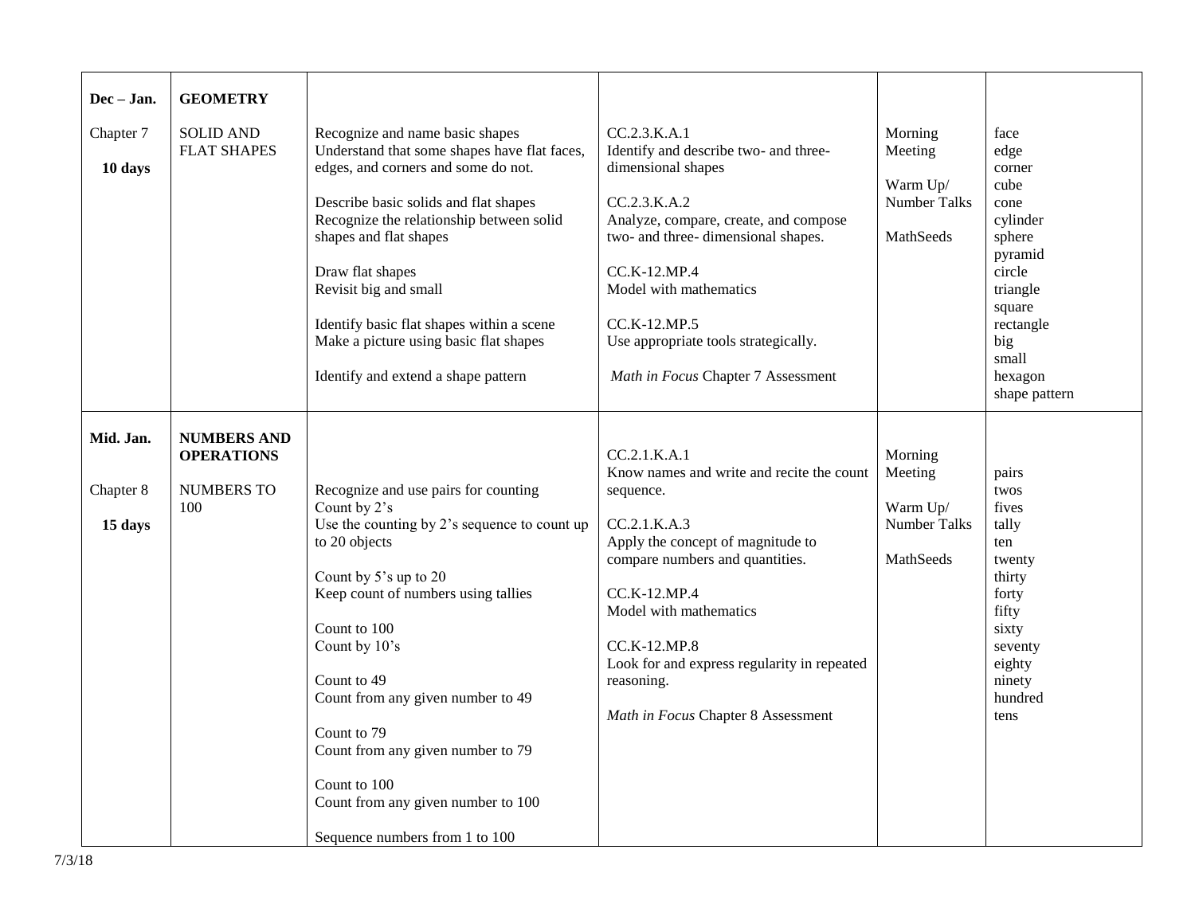| | | | | | |
|---|---|---|---|---|---|
| **Dec – Jan.**<br><br>Chapter 7<br><br>**10 days** | **GEOMETRY**<br><br>SOLID AND FLAT SHAPES | Recognize and name basic shapes<br>Understand that some shapes have flat faces, edges, and corners and some do not.<br><br>Describe basic solids and flat shapes<br>Recognize the relationship between solid shapes and flat shapes<br><br>Draw flat shapes<br>Revisit big and small<br><br>Identify basic flat shapes within a scene<br>Make a picture using basic flat shapes<br><br>Identify and extend a shape pattern | CC.2.3.K.A.1<br>Identify and describe two- and three-dimensional shapes<br><br>CC.2.3.K.A.2<br>Analyze, compare, create, and compose two- and three- dimensional shapes.<br><br>CC.K-12.MP.4<br>Model with mathematics<br><br>CC.K-12.MP.5<br>Use appropriate tools strategically.<br><br>*Math in Focus* Chapter 7 Assessment | Morning Meeting<br><br>Warm Up/ Number Talks<br><br>MathSeeds | face<br>edge<br>corner<br>cube<br>cone<br>cylinder<br>sphere<br>pyramid<br>circle<br>triangle<br>square<br>rectangle<br>big<br>small<br>hexagon<br>shape pattern |
| **Mid. Jan.**<br><br>Chapter 8<br><br>**15 days** | **NUMBERS AND OPERATIONS**<br><br>NUMBERS TO 100 | Recognize and use pairs for counting<br>Count by 2's<br>Use the counting by 2's sequence to count up to 20 objects<br><br>Count by 5's up to 20<br>Keep count of numbers using tallies<br><br>Count to 100<br>Count by 10's<br><br>Count to 49<br>Count from any given number to 49<br><br>Count to 79<br>Count from any given number to 79<br><br>Count to 100<br>Count from any given number to 100<br><br>Sequence numbers from 1 to 100 | CC.2.1.K.A.1<br>Know names and write and recite the count sequence.<br><br>CC.2.1.K.A.3<br>Apply the concept of magnitude to compare numbers and quantities.<br><br>CC.K-12.MP.4<br>Model with mathematics<br><br>CC.K-12.MP.8<br>Look for and express regularity in repeated reasoning.<br><br>*Math in Focus* Chapter 8 Assessment | Morning Meeting<br><br>Warm Up/ Number Talks<br><br>MathSeeds | pairs<br>twos<br>fives<br>tally<br>ten<br>twenty<br>thirty<br>forty<br>fifty<br>sixty<br>seventy<br>eighty<br>ninety<br>hundred<br>tens |

7/3/18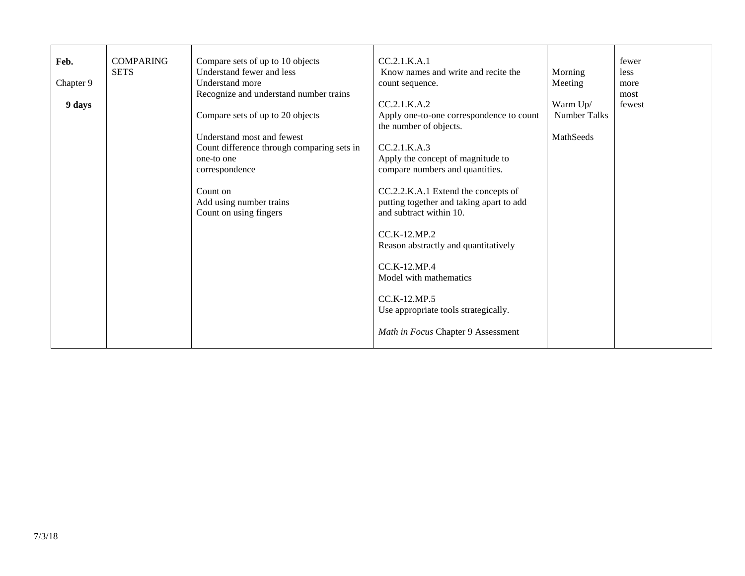| **Feb.**<br><br>Chapter 9<br><br>**9 days** | COMPARING SETS | Compare sets of up to 10 objects<br>Understand fewer and less<br>Understand more<br>Recognize and understand number trains<br><br>Compare sets of up to 20 objects<br><br>Understand most and fewest<br>Count difference through comparing sets in one-to one correspondence<br><br>Count on<br>Add using number trains<br>Count on using fingers | CC.2.1.K.A.1<br>Know names and write and recite the count sequence.<br><br>CC.2.1.K.A.2<br>Apply one-to-one correspondence to count the number of objects.<br><br>CC.2.1.K.A.3<br>Apply the concept of magnitude to compare numbers and quantities.<br><br>CC.2.2.K.A.1 Extend the concepts of putting together and taking apart to add and subtract within 10.<br><br>CC.K-12.MP.2<br>Reason abstractly and quantitatively<br><br>CC.K-12.MP.4<br>Model with mathematics<br><br>CC.K-12.MP.5<br>Use appropriate tools strategically.<br><br>*Math in Focus* Chapter 9 Assessment | Morning Meeting<br><br>Warm Up/ Number Talks<br><br>MathSeeds | fewer<br>less<br>more<br>most<br>fewest |
|---|---|---|---|---|---|

7/3/18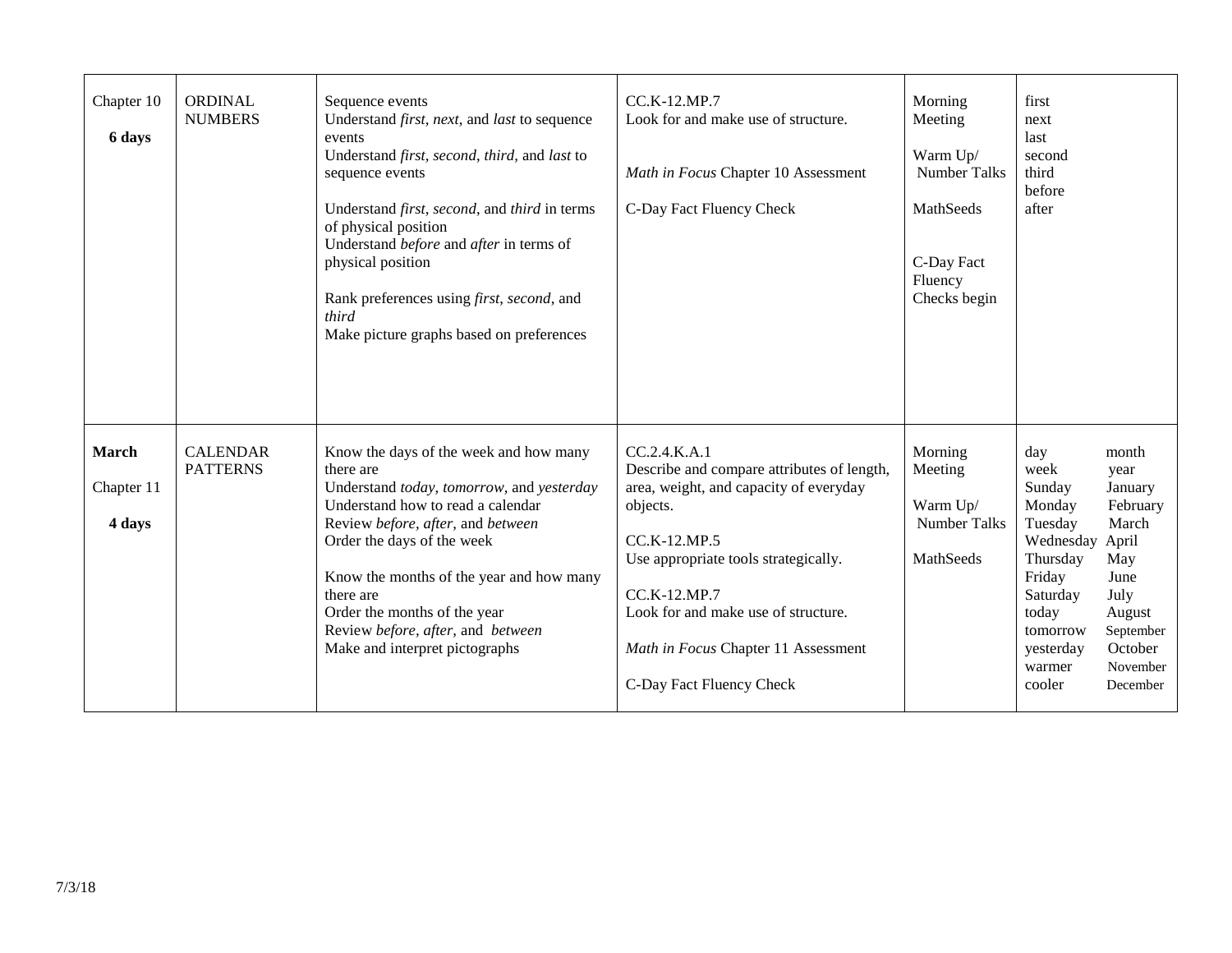| | | | | | |
|---|---|---|---|---|---|
| Chapter 10<br><br>**6 days** | ORDINAL NUMBERS | Sequence events<br>Understand *first*, *next*, and *last* to sequence events<br>Understand *first*, *second*, *third*, and *last* to sequence events<br><br>Understand *first*, *second*, and *third* in terms of physical position<br>Understand *before* and *after* in terms of physical position<br><br>Rank preferences using *first*, *second*, and *third*<br>Make picture graphs based on preferences | CC.K-12.MP.7<br>Look for and make use of structure.<br><br>*Math in Focus* Chapter 10 Assessment<br><br>C-Day Fact Fluency Check | Morning Meeting<br><br>Warm Up/ Number Talks<br><br>MathSeeds<br><br>C-Day Fact Fluency Checks begin | first<br>next<br>last<br>second<br>third<br>before<br>after |
| **March**<br><br>Chapter 11<br><br>**4 days** | CALENDAR PATTERNS | Know the days of the week and how many there are<br>Understand *today*, *tomorrow*, and *yesterday*<br>Understand how to read a calendar<br>Review *before*, *after*, and *between*<br>Order the days of the week<br><br>Know the months of the year and how many there are<br>Order the months of the year<br>Review *before*, *after*, and *between*<br>Make and interpret pictographs | CC.2.4.K.A.1<br>Describe and compare attributes of length, area, weight, and capacity of everyday objects.<br><br>CC.K-12.MP.5<br>Use appropriate tools strategically.<br><br>CC.K-12.MP.7<br>Look for and make use of structure.<br><br>*Math in Focus* Chapter 11 Assessment<br><br>C-Day Fact Fluency Check | Morning Meeting<br><br>Warm Up/ Number Talks<br><br>MathSeeds | day month<br>week year<br>Sunday January<br>Monday February<br>Tuesday March<br>Wednesday April<br>Thursday May<br>Friday June<br>Saturday July<br>today August<br>tomorrow September<br>yesterday October<br>warmer November<br>cooler December |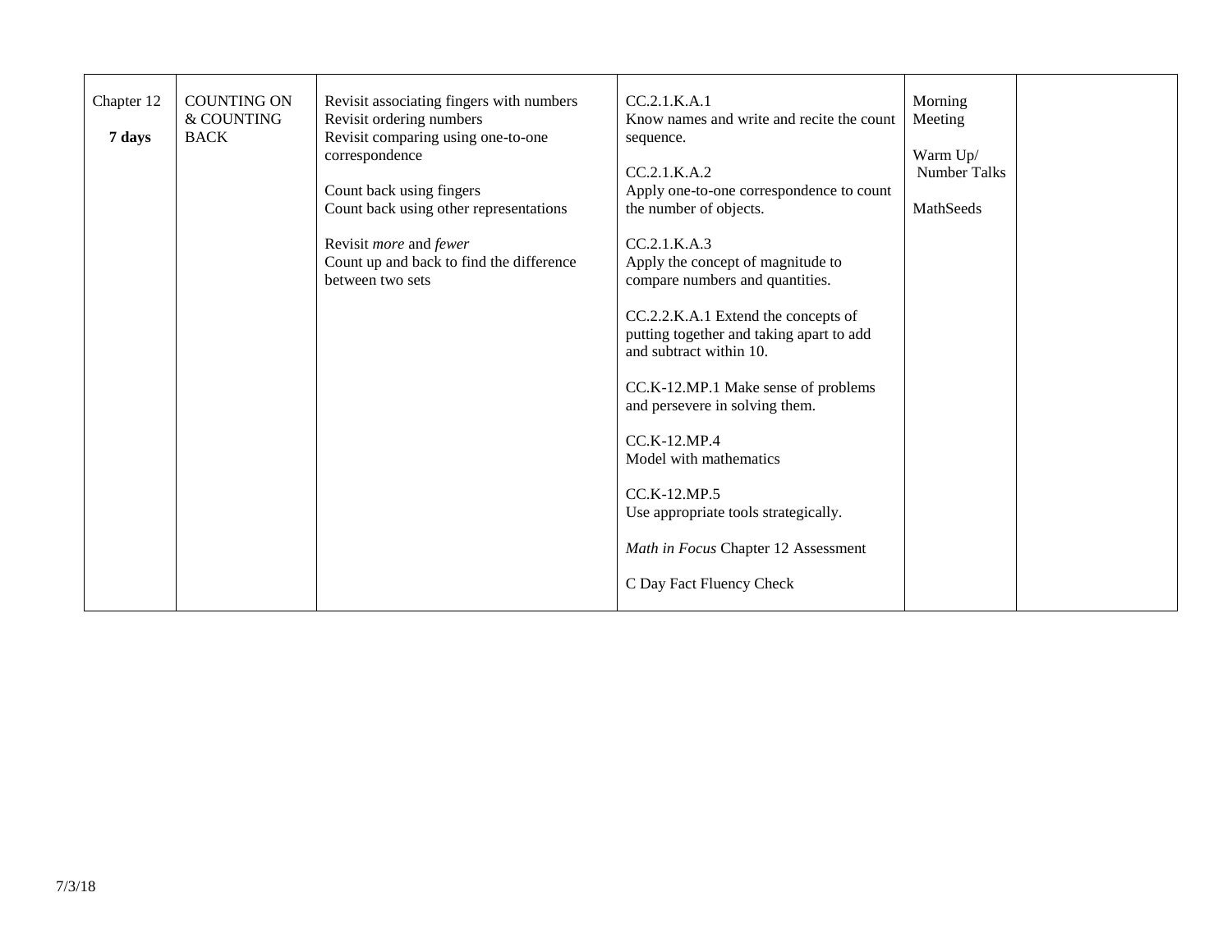| Chapter 12 **7 days** | COUNTING ON & COUNTING BACK | Revisit associating fingers with numbers<br>Revisit ordering numbers<br>Revisit comparing using one-to-one correspondence<br><br>Count back using fingers<br>Count back using other representations<br><br>Revisit *more* and *fewer*<br>Count up and back to find the difference between two sets | CC.2.1.K.A.1<br>Know names and write and recite the count sequence.<br><br>CC.2.1.K.A.2<br>Apply one-to-one correspondence to count the number of objects.<br><br>CC.2.1.K.A.3<br>Apply the concept of magnitude to compare numbers and quantities.<br><br>CC.2.2.K.A.1 Extend the concepts of putting together and taking apart to add and subtract within 10.<br><br>CC.K-12.MP.1 Make sense of problems and persevere in solving them.<br><br>CC.K-12.MP.4<br>Model with mathematics<br><br>CC.K-12.MP.5<br>Use appropriate tools strategically.<br><br>*Math in Focus* Chapter 12 Assessment<br><br>C Day Fact Fluency Check | Morning Meeting<br><br>Warm Up/ Number Talks<br><br>MathSeeds | |
|---|---|---|---|---|---|

7/3/18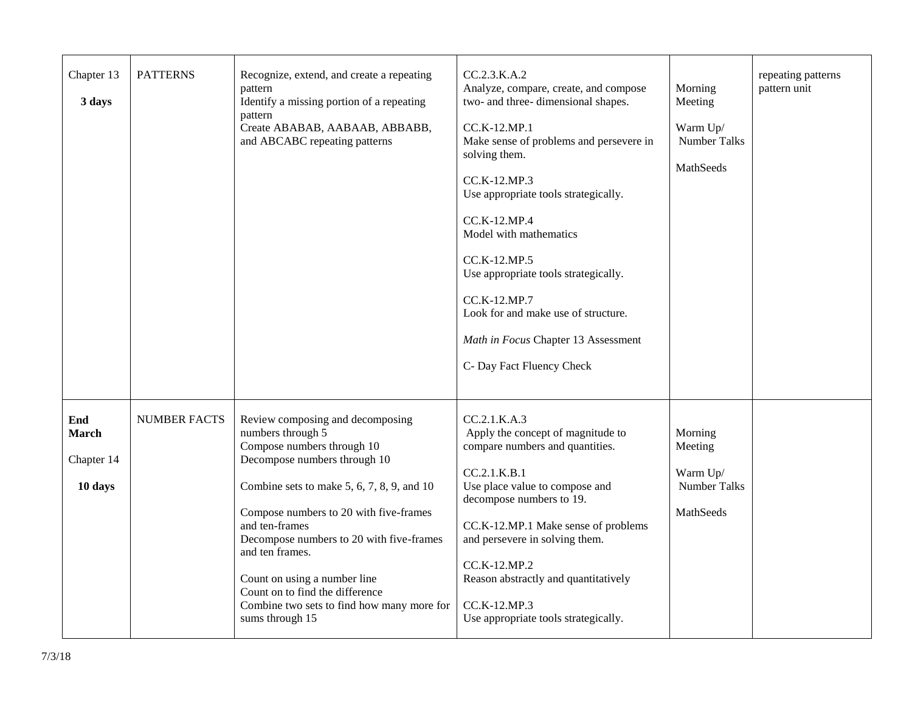| | | | | | |
|---|---|---|---|---|---|
| Chapter 13<br><br>**3 days** | PATTERNS | Recognize, extend, and create a repeating pattern<br>Identify a missing portion of a repeating pattern<br>Create ABABAB, AABAAB, ABBABB, and ABCABC repeating patterns | CC.2.3.K.A.2<br>Analyze, compare, create, and compose two- and three- dimensional shapes.<br><br>CC.K-12.MP.1<br>Make sense of problems and persevere in solving them.<br><br>CC.K-12.MP.3<br>Use appropriate tools strategically.<br><br>CC.K-12.MP.4<br>Model with mathematics<br><br>CC.K-12.MP.5<br>Use appropriate tools strategically.<br><br>CC.K-12.MP.7<br>Look for and make use of structure.<br><br>*Math in Focus* Chapter 13 Assessment<br><br>C- Day Fact Fluency Check | Morning Meeting<br><br>Warm Up/ Number Talks<br><br>MathSeeds | repeating patterns pattern unit |
| **End March**<br><br>Chapter 14<br><br>**10 days** | NUMBER FACTS | Review composing and decomposing numbers through 5<br>Compose numbers through 10<br>Decompose numbers through 10<br><br>Combine sets to make 5, 6, 7, 8, 9, and 10<br><br>Compose numbers to 20 with five-frames and ten-frames<br>Decompose numbers to 20 with five-frames and ten frames.<br><br>Count on using a number line<br>Count on to find the difference<br>Combine two sets to find how many more for sums through 15 | CC.2.1.K.A.3<br>Apply the concept of magnitude to compare numbers and quantities.<br><br>CC.2.1.K.B.1<br>Use place value to compose and decompose numbers to 19.<br><br>CC.K-12.MP.1 Make sense of problems and persevere in solving them.<br><br>CC.K-12.MP.2<br>Reason abstractly and quantitatively<br><br>CC.K-12.MP.3<br>Use appropriate tools strategically. | Morning Meeting<br><br>Warm Up/ Number Talks<br><br>MathSeeds | |

7/3/18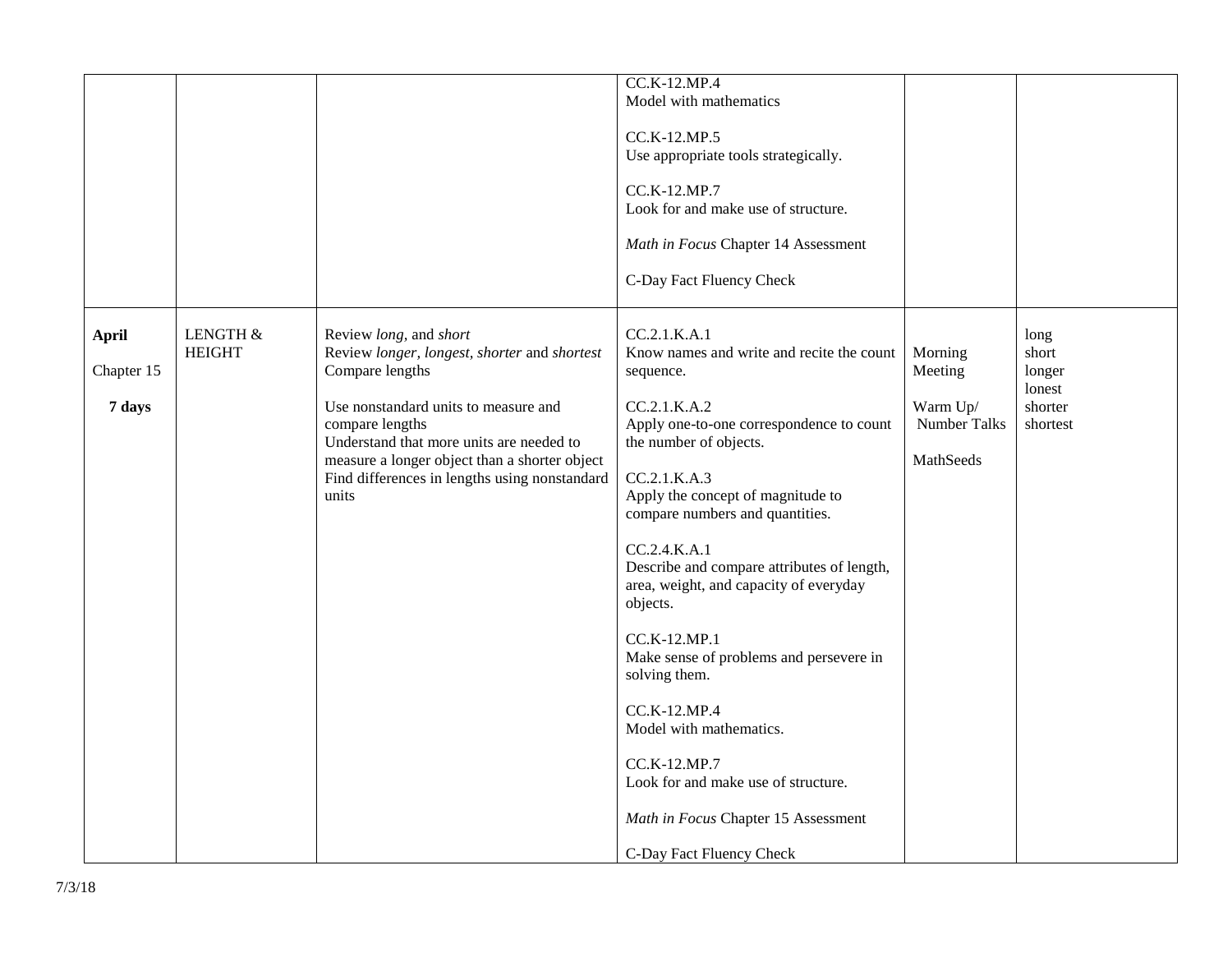| | | | | | |
|---|---|---|---|---|---|
| | | | CC.K-12.MP.4<br>Model with mathematics<br><br>CC.K-12.MP.5<br>Use appropriate tools strategically.<br><br>CC.K-12.MP.7<br>Look for and make use of structure.<br><br>*Math in Focus* Chapter 14 Assessment<br><br>C-Day Fact Fluency Check | | |
| **April**<br><br>Chapter 15<br><br>**7 days** | LENGTH & HEIGHT | Review *long,* and *short*<br>Review *longer, longest, shorter* and *shortest*<br>Compare lengths<br><br>Use nonstandard units to measure and compare lengths<br>Understand that more units are needed to measure a longer object than a shorter object<br>Find differences in lengths using nonstandard units | CC.2.1.K.A.1<br>Know names and write and recite the count sequence.<br><br>CC.2.1.K.A.2<br>Apply one-to-one correspondence to count the number of objects.<br><br>CC.2.1.K.A.3<br>Apply the concept of magnitude to compare numbers and quantities.<br><br>CC.2.4.K.A.1<br>Describe and compare attributes of length, area, weight, and capacity of everyday objects.<br><br>CC.K-12.MP.1<br>Make sense of problems and persevere in solving them.<br><br>CC.K-12.MP.4<br>Model with mathematics.<br><br>CC.K-12.MP.7<br>Look for and make use of structure.<br><br>*Math in Focus* Chapter 15 Assessment<br><br>C-Day Fact Fluency Check | Morning Meeting<br><br>Warm Up/ Number Talks<br><br>MathSeeds | long<br>short<br>longer<br>lonest<br>shorter<br>shortest |

7/3/18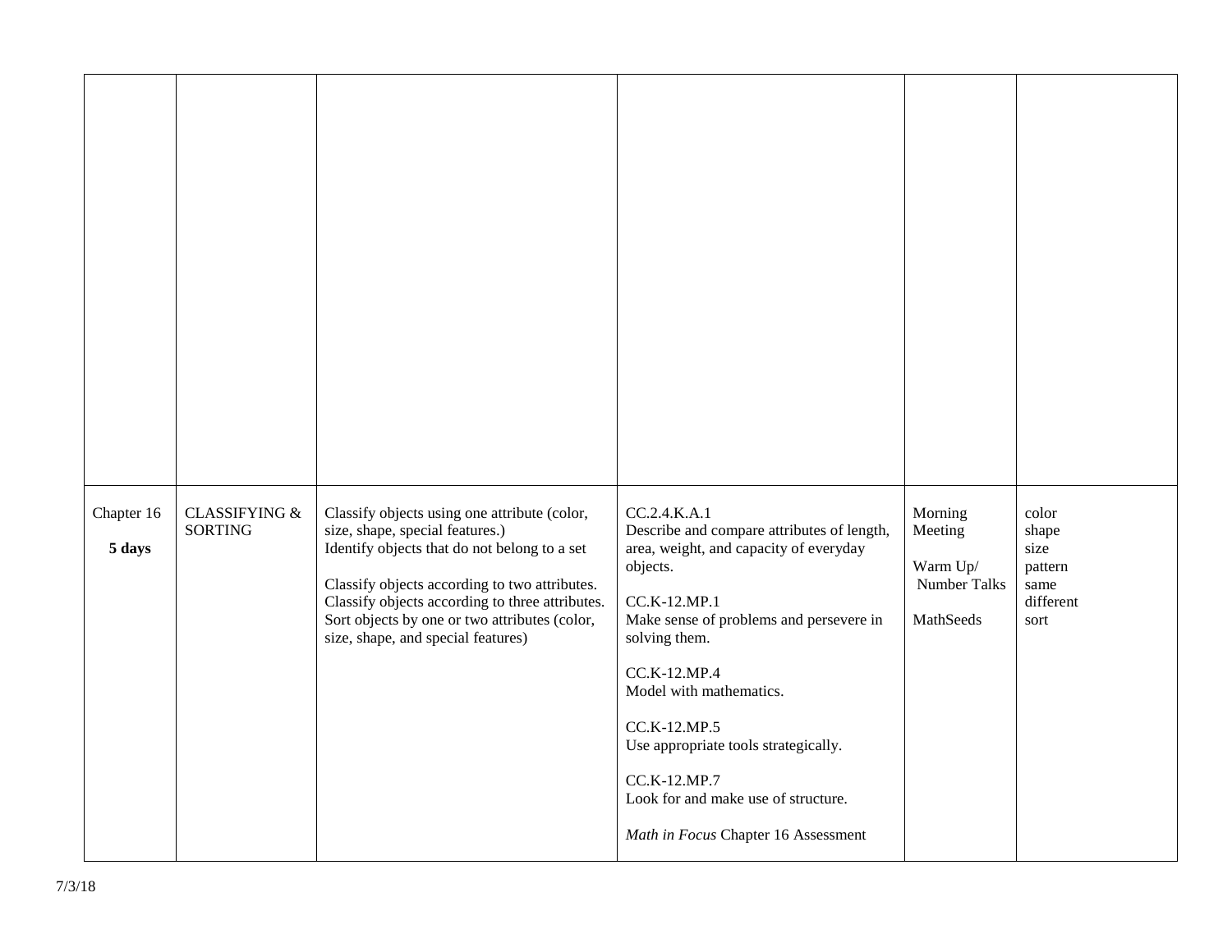| | | | | | |
|---|---|---|---|---|---|
| | | | | | |
| Chapter 16<br><br>**5 days** | CLASSIFYING & SORTING | Classify objects using one attribute (color, size, shape, special features.)<br>Identify objects that do not belong to a set<br><br>Classify objects according to two attributes.<br>Classify objects according to three attributes.<br>Sort objects by one or two attributes (color, size, shape, and special features) | CC.2.4.K.A.1<br>Describe and compare attributes of length, area, weight, and capacity of everyday objects.<br><br>CC.K-12.MP.1<br>Make sense of problems and persevere in solving them.<br><br>CC.K-12.MP.4<br>Model with mathematics.<br><br>CC.K-12.MP.5<br>Use appropriate tools strategically.<br><br>CC.K-12.MP.7<br>Look for and make use of structure.<br><br>*Math in Focus* Chapter 16 Assessment | Morning Meeting<br><br>Warm Up/ Number Talks<br><br>MathSeeds | color<br>shape<br>size<br>pattern<br>same<br>different<br>sort |

7/3/18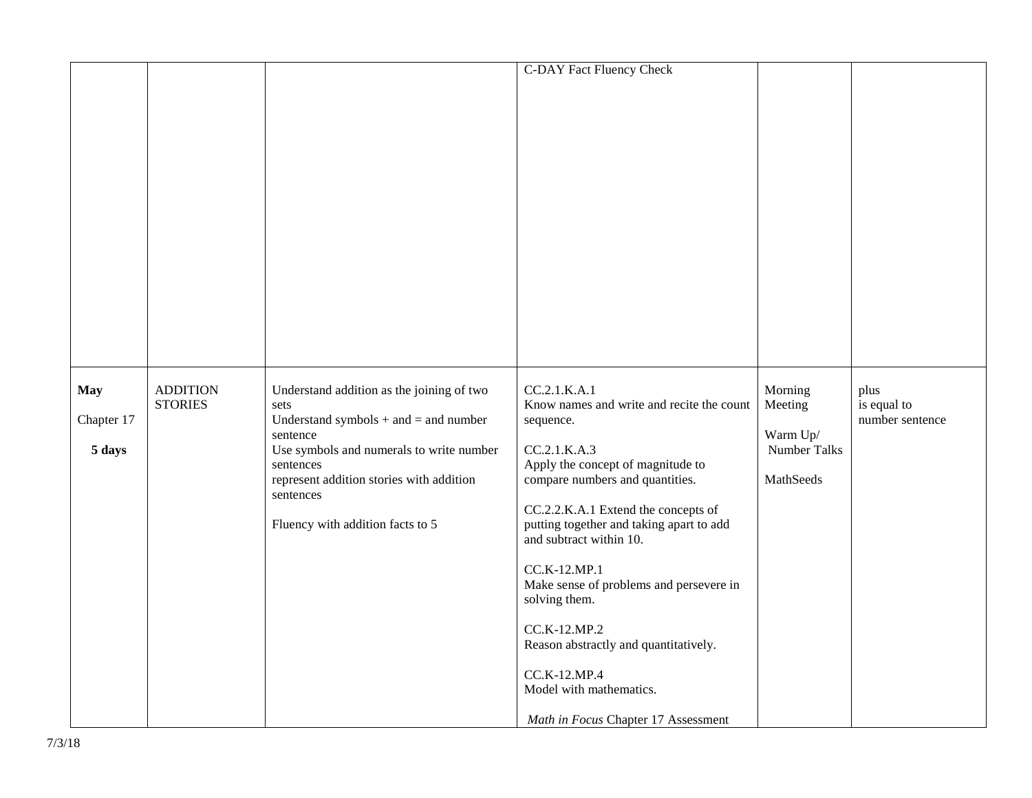| | | | | | |
|---|---|---|---|---|---|
| | | | C-DAY Fact Fluency Check | | |
| **May**<br><br>Chapter 17<br><br>**5 days** | ADDITION STORIES | Understand addition as the joining of two sets<br>Understand symbols + and = and number sentence<br>Use symbols and numerals to write number sentences<br>represent addition stories with addition sentences<br><br>Fluency with addition facts to 5 | CC.2.1.K.A.1<br>Know names and write and recite the count sequence.<br><br>CC.2.1.K.A.3<br>Apply the concept of magnitude to compare numbers and quantities.<br><br>CC.2.2.K.A.1 Extend the concepts of putting together and taking apart to add and subtract within 10.<br><br>CC.K-12.MP.1<br>Make sense of problems and persevere in solving them.<br><br>CC.K-12.MP.2<br>Reason abstractly and quantitatively.<br><br>CC.K-12.MP.4<br>Model with mathematics.<br><br>*Math in Focus* Chapter 17 Assessment | Morning Meeting<br><br>Warm Up/ Number Talks<br><br>MathSeeds | plus<br>is equal to<br>number sentence |

7/3/18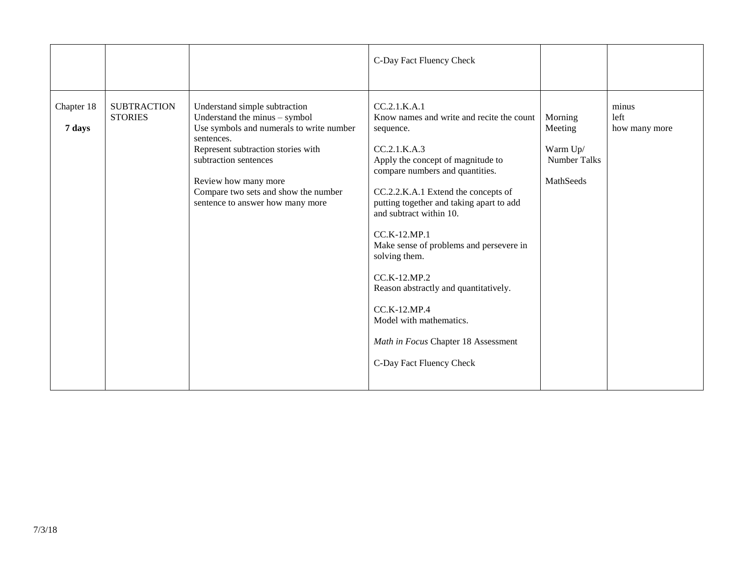| | | | | | |
|---|---|---|---|---|---|
| | | | C-Day Fact Fluency Check | | |
| Chapter 18<br><br>**7 days** | SUBTRACTION STORIES | Understand simple subtraction<br>Understand the minus – symbol<br>Use symbols and numerals to write number sentences.<br>Represent subtraction stories with subtraction sentences<br><br>Review how many more<br>Compare two sets and show the number sentence to answer how many more | CC.2.1.K.A.1<br>Know names and write and recite the count sequence.<br><br>CC.2.1.K.A.3<br>Apply the concept of magnitude to compare numbers and quantities.<br><br>CC.2.2.K.A.1 Extend the concepts of putting together and taking apart to add and subtract within 10.<br><br>CC.K-12.MP.1<br>Make sense of problems and persevere in solving them.<br><br>CC.K-12.MP.2<br>Reason abstractly and quantitatively.<br><br>CC.K-12.MP.4<br>Model with mathematics.<br><br>*Math in Focus* Chapter 18 Assessment<br><br>C-Day Fact Fluency Check | Morning Meeting<br><br>Warm Up/ Number Talks<br><br>MathSeeds | minus<br>left<br>how many more |

7/3/18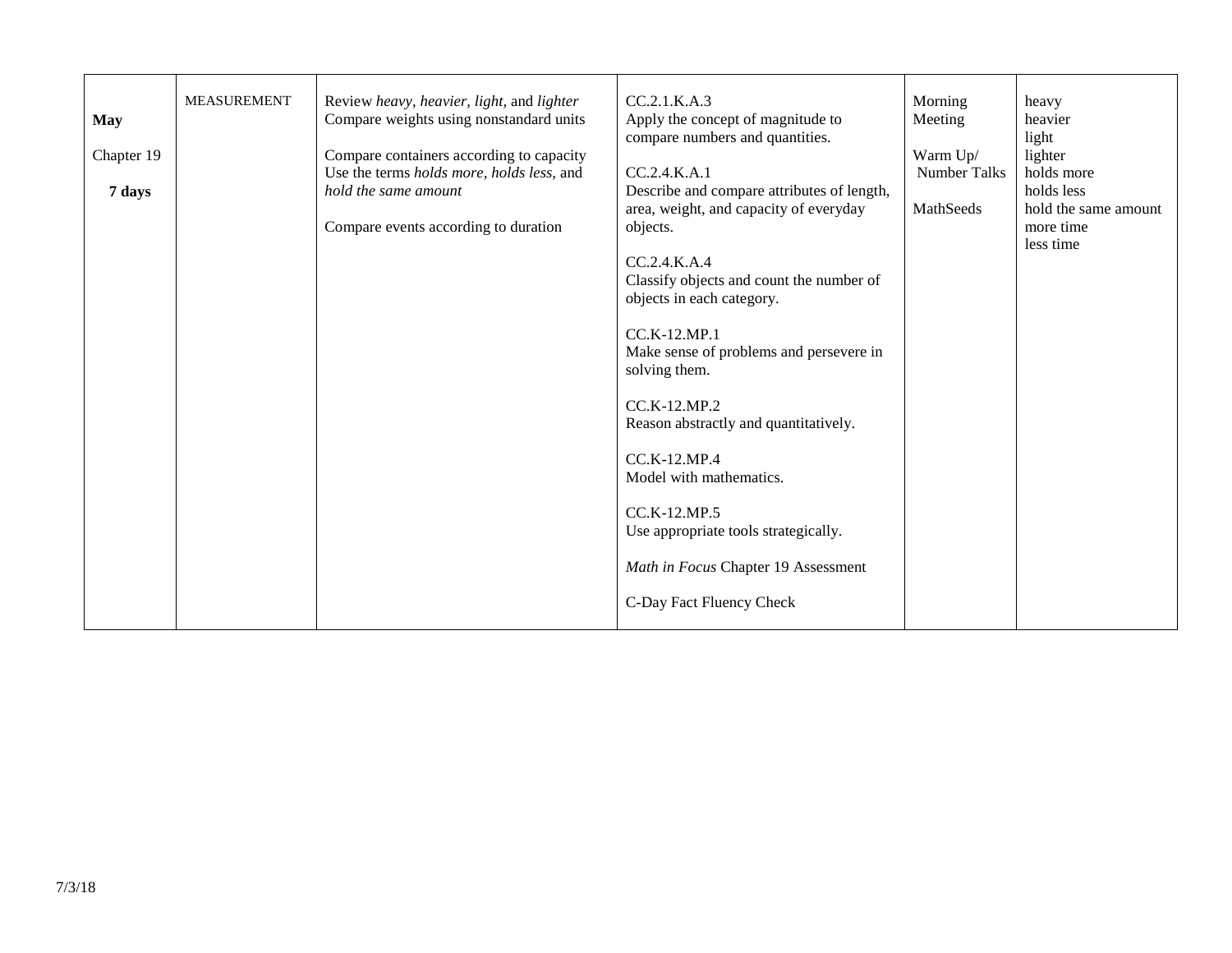| | | | | | |
|---|---|---|---|---|---|
| **May**<br><br>Chapter 19<br><br>**7 days** | MEASUREMENT | Review *heavy, heavier, light,* and *lighter*<br>Compare weights using nonstandard units<br><br>Compare containers according to capacity<br>Use the terms *holds more, holds less,* and *hold the same amount*<br><br>Compare events according to duration | CC.2.1.K.A.3<br>Apply the concept of magnitude to compare numbers and quantities.<br><br>CC.2.4.K.A.1<br>Describe and compare attributes of length, area, weight, and capacity of everyday objects.<br><br>CC.2.4.K.A.4<br>Classify objects and count the number of objects in each category.<br><br>CC.K-12.MP.1<br>Make sense of problems and persevere in solving them.<br><br>CC.K-12.MP.2<br>Reason abstractly and quantitatively.<br><br>CC.K-12.MP.4<br>Model with mathematics.<br><br>CC.K-12.MP.5<br>Use appropriate tools strategically.<br><br>*Math in Focus* Chapter 19 Assessment<br><br>C-Day Fact Fluency Check | Morning Meeting<br><br>Warm Up/ Number Talks<br><br>MathSeeds | heavy<br>heavier<br>light<br>lighter<br>holds more<br>holds less<br>hold the same amount<br>more time<br>less time |

7/3/18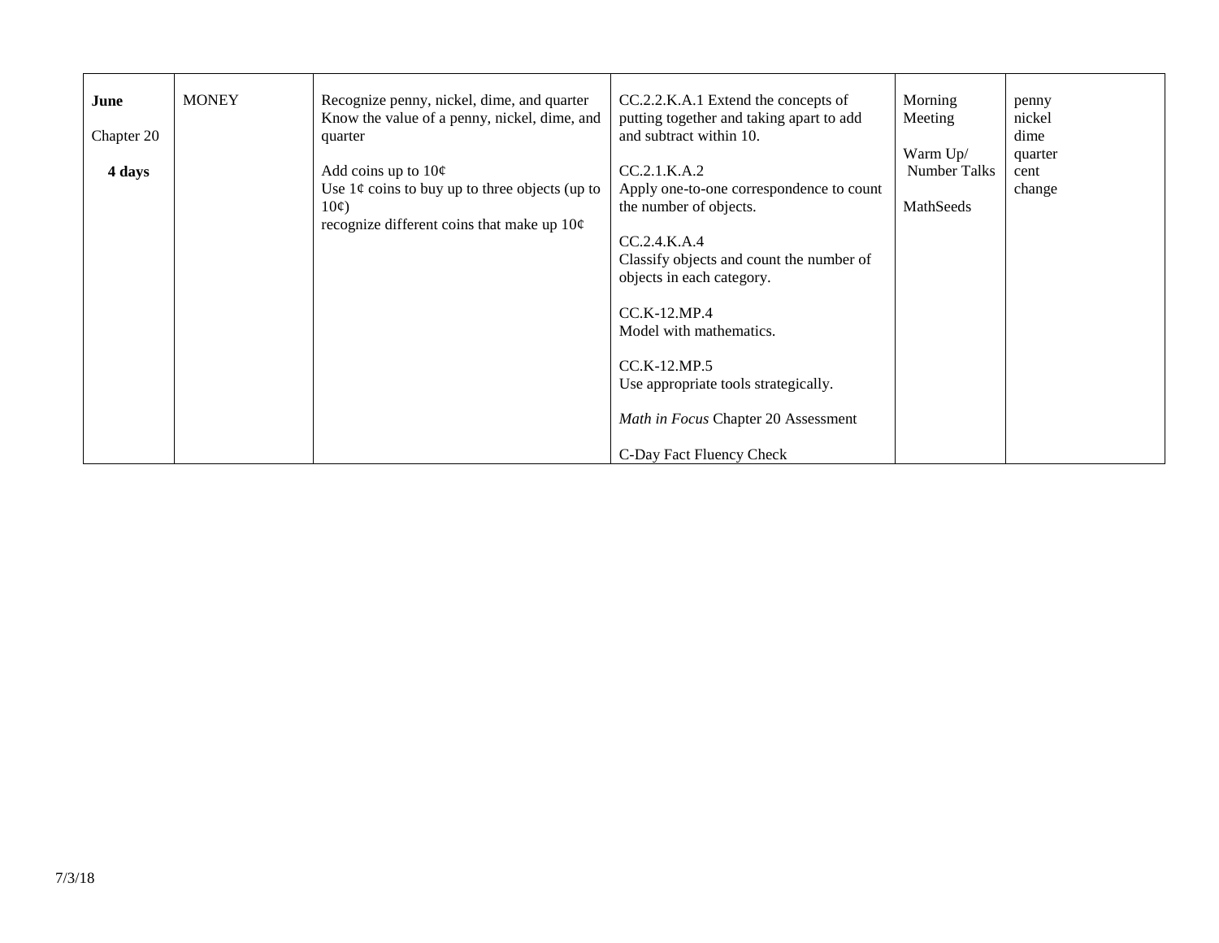| | | | | | |
|---|---|---|---|---|---|
| **June**<br><br>Chapter 20<br><br>**4 days** | MONEY | Recognize penny, nickel, dime, and quarter<br>Know the value of a penny, nickel, dime, and quarter<br><br>Add coins up to 10¢<br>Use 1¢ coins to buy up to three objects (up to 10¢)<br>recognize different coins that make up 10¢ | CC.2.2.K.A.1 Extend the concepts of putting together and taking apart to add and subtract within 10.<br><br>CC.2.1.K.A.2<br>Apply one-to-one correspondence to count the number of objects.<br><br>CC.2.4.K.A.4<br>Classify objects and count the number of objects in each category.<br><br>CC.K-12.MP.4<br>Model with mathematics.<br><br>CC.K-12.MP.5<br>Use appropriate tools strategically.<br><br>*Math in Focus* Chapter 20 Assessment<br><br>C-Day Fact Fluency Check | Morning Meeting<br><br>Warm Up/ Number Talks<br><br>MathSeeds | penny<br>nickel<br>dime<br>quarter<br>cent<br>change |

7/3/18